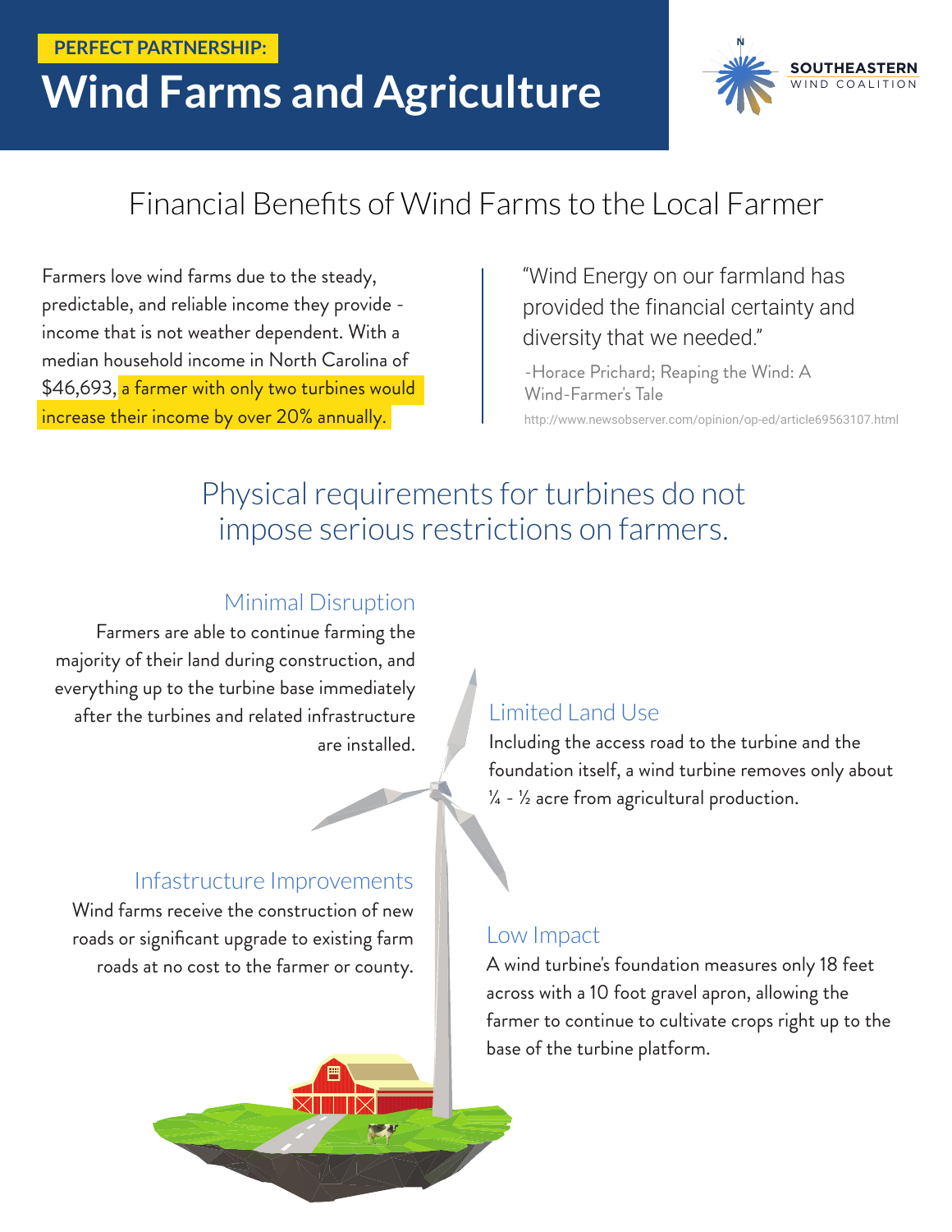**PERFECT PARTNERSHIP:**

# Wind Farms and Agriculture

SOUTHEASTERN WIND COALITION

## Financial Benefits of Wind Farms to the Local Farmer

Farmers love wind farms due to the steady, predictable, and reliable income they provide - income that is not weather dependent. With a median household income in North Carolina of $46,693, a farmer with only two turbines would increase their income by over 20% annually.

"Wind Energy on our farmland has provided the financial certainty and diversity that we needed."

-Horace Prichard; Reaping the Wind: A Wind-Farmer's Tale

http://www.newsobserver.com/opinion/op-ed/article69563107.html

## Physical requirements for turbines do not impose serious restrictions on farmers.

### Minimal Disruption

Farmers are able to continue farming the majority of their land during construction, and everything up to the turbine base immediately after the turbines and related infrastructure are installed.

### Limited Land Use

Including the access road to the turbine and the foundation itself, a wind turbine removes only about ¼ - ½ acre from agricultural production.

### Infastructure Improvements

Wind farms receive the construction of new roads or significant upgrade to existing farm roads at no cost to the farmer or county.

### Low Impact

A wind turbine's foundation measures only 18 feet across with a 10 foot gravel apron, allowing the farmer to continue to cultivate crops right up to the base of the turbine platform.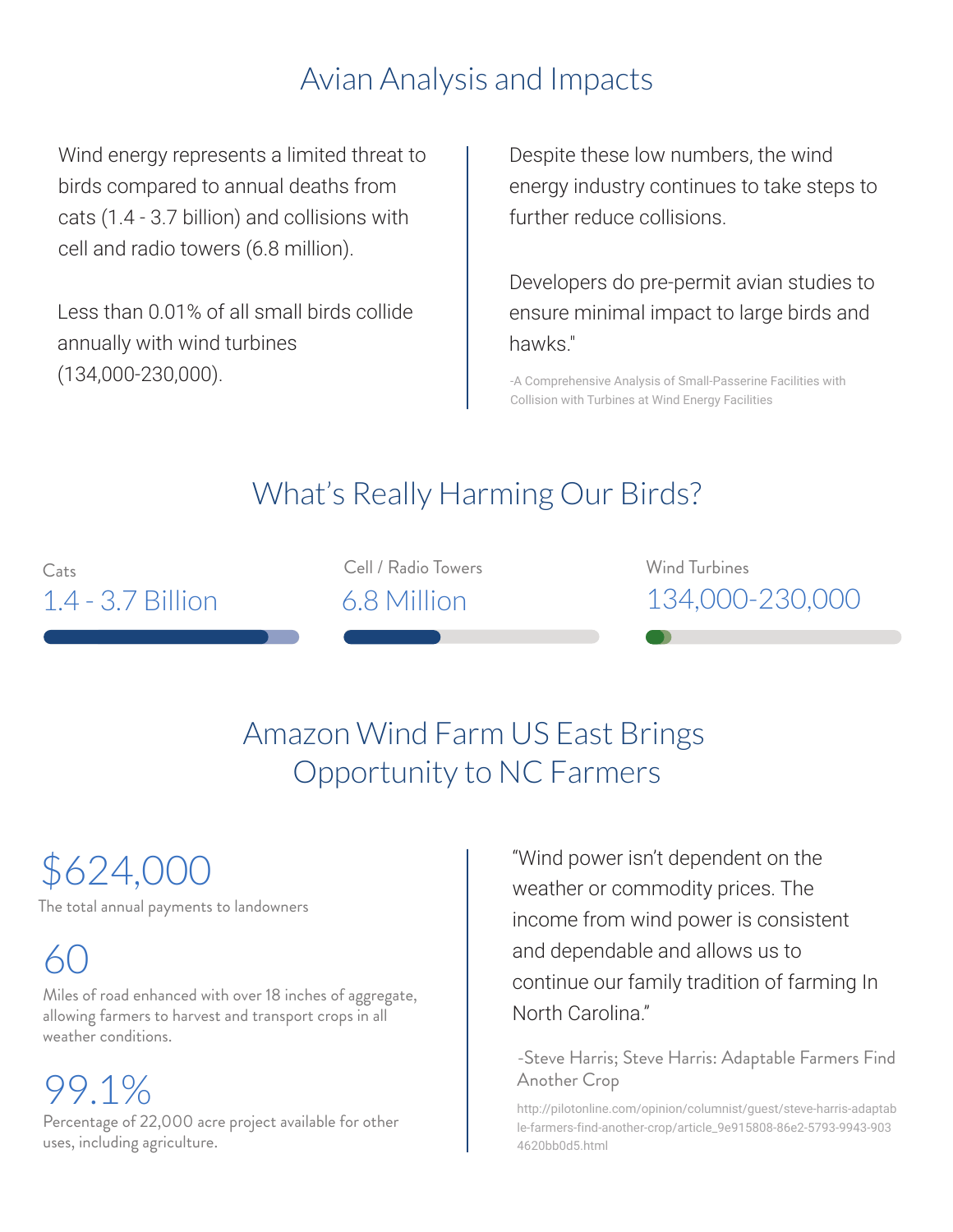## Avian Analysis and Impacts

Wind energy represents a limited threat to birds compared to annual deaths from cats (1.4 - 3.7 billion) and collisions with cell and radio towers (6.8 million).

Less than 0.01% of all small birds collide annually with wind turbines (134,000-230,000).

Despite these low numbers, the wind energy industry continues to take steps to further reduce collisions.

Developers do pre-permit avian studies to ensure minimal impact to large birds and hawks."

-A Comprehensive Analysis of Small-Passerine Facilities with Collision with Turbines at Wind Energy Facilities

## What's Really Harming Our Birds?

Cats
1.4 - 3.7 Billion

Cell / Radio Towers
6.8 Million

Wind Turbines
134,000-230,000

## Amazon Wind Farm US East Brings Opportunity to NC Farmers

**$624,000**
The total annual payments to landowners

**60**
Miles of road enhanced with over 18 inches of aggregate, allowing farmers to harvest and transport crops in all weather conditions.

**99.1%**
Percentage of 22,000 acre project available for other uses, including agriculture.

"Wind power isn't dependent on the weather or commodity prices. The income from wind power is consistent and dependable and allows us to continue our family tradition of farming In North Carolina."

-Steve Harris; Steve Harris: Adaptable Farmers Find Another Crop

http://pilotonline.com/opinion/columnist/guest/steve-harris-adaptable-farmers-find-another-crop/article_9e915808-86e2-5793-9943-9034620bb0d5.html